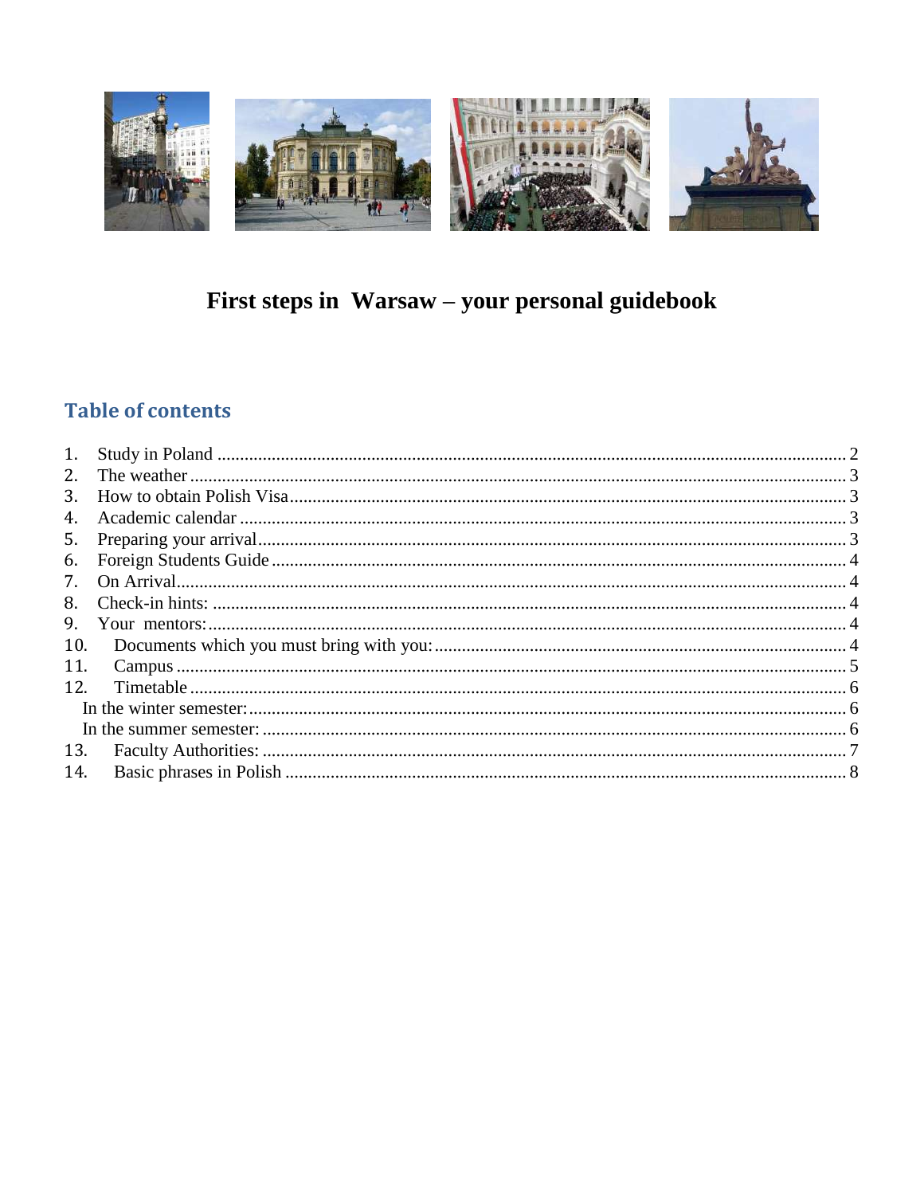# First steps in Warsaw – your personal guidebook

## Table of contents

1. Study in Poland ........ 2
2. The weather ........ 3
3. How to obtain Polish Visa ........ 3
4. Academic calendar ........ 3
5. Preparing your arrival ........ 3
6. Foreign Students Guide ........ 4
7. On Arrival ........ 4
8. Check-in hints: ........ 4
9. Your mentors: ........ 4
10. Documents which you must bring with you: ........ 4
11. Campus ........ 5
12. Timetable ........ 6
    - In the winter semester: ........ 6
    - In the summer semester: ........ 6
13. Faculty Authorities: ........ 7
14. Basic phrases in Polish ........ 8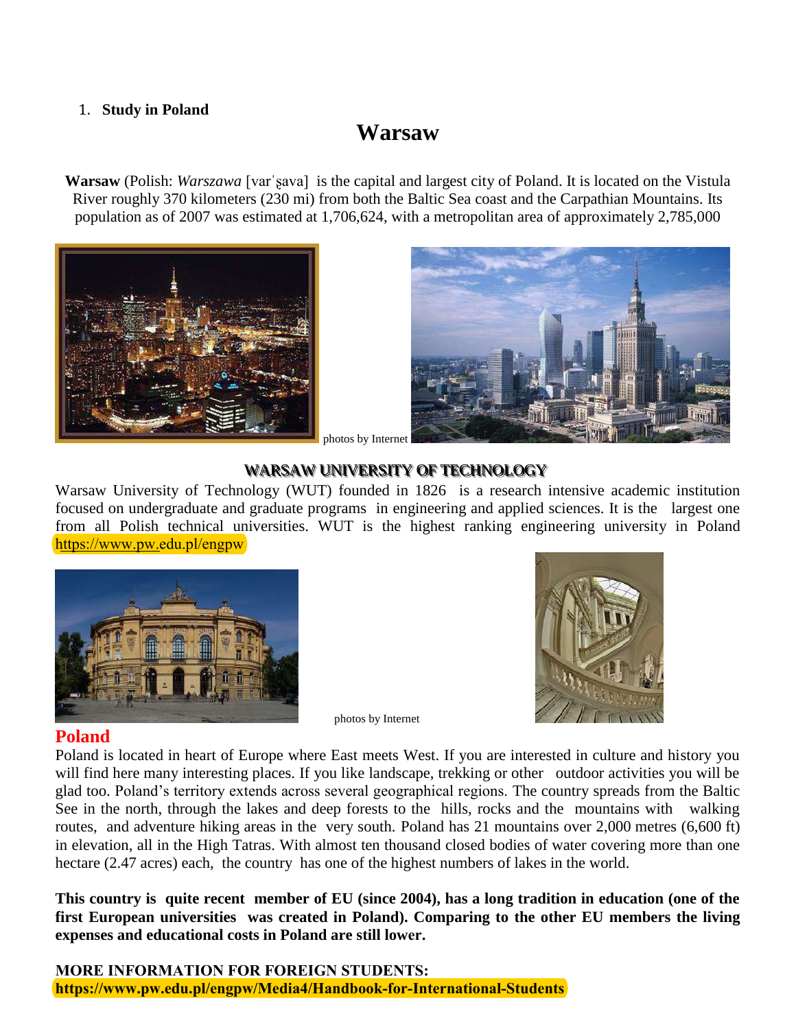1. **Study in Poland**

# Warsaw

**Warsaw** (Polish: *Warszawa* [varˈʂava] is the capital and largest city of Poland. It is located on the Vistula River roughly 370 kilometers (230 mi) from both the Baltic Sea coast and the Carpathian Mountains. Its population as of 2007 was estimated at 1,706,624, with a metropolitan area of approximately 2,785,000

photos by Internet

## WARSAW UNIVERSITY OF TECHNOLOGY

Warsaw University of Technology (WUT) founded in 1826 is a research intensive academic institution focused on undergraduate and graduate programs in engineering and applied sciences. It is the largest one from all Polish technical universities. WUT is the highest ranking engineering university in Poland https://www.pw.edu.pl/engpw

photos by Internet

## Poland

Poland is located in heart of Europe where East meets West. If you are interested in culture and history you will find here many interesting places. If you like landscape, trekking or other outdoor activities you will be glad too. Poland's territory extends across several geographical regions. The country spreads from the Baltic See in the north, through the lakes and deep forests to the hills, rocks and the mountains with walking routes, and adventure hiking areas in the very south. Poland has 21 mountains over 2,000 metres (6,600 ft) in elevation, all in the High Tatras. With almost ten thousand closed bodies of water covering more than one hectare (2.47 acres) each, the country has one of the highest numbers of lakes in the world.

**This country is quite recent member of EU (since 2004), has a long tradition in education (one of the first European universities was created in Poland). Comparing to the other EU members the living expenses and educational costs in Poland are still lower.**

**MORE INFORMATION FOR FOREIGN STUDENTS:**
**https://www.pw.edu.pl/engpw/Media4/Handbook-for-International-Students**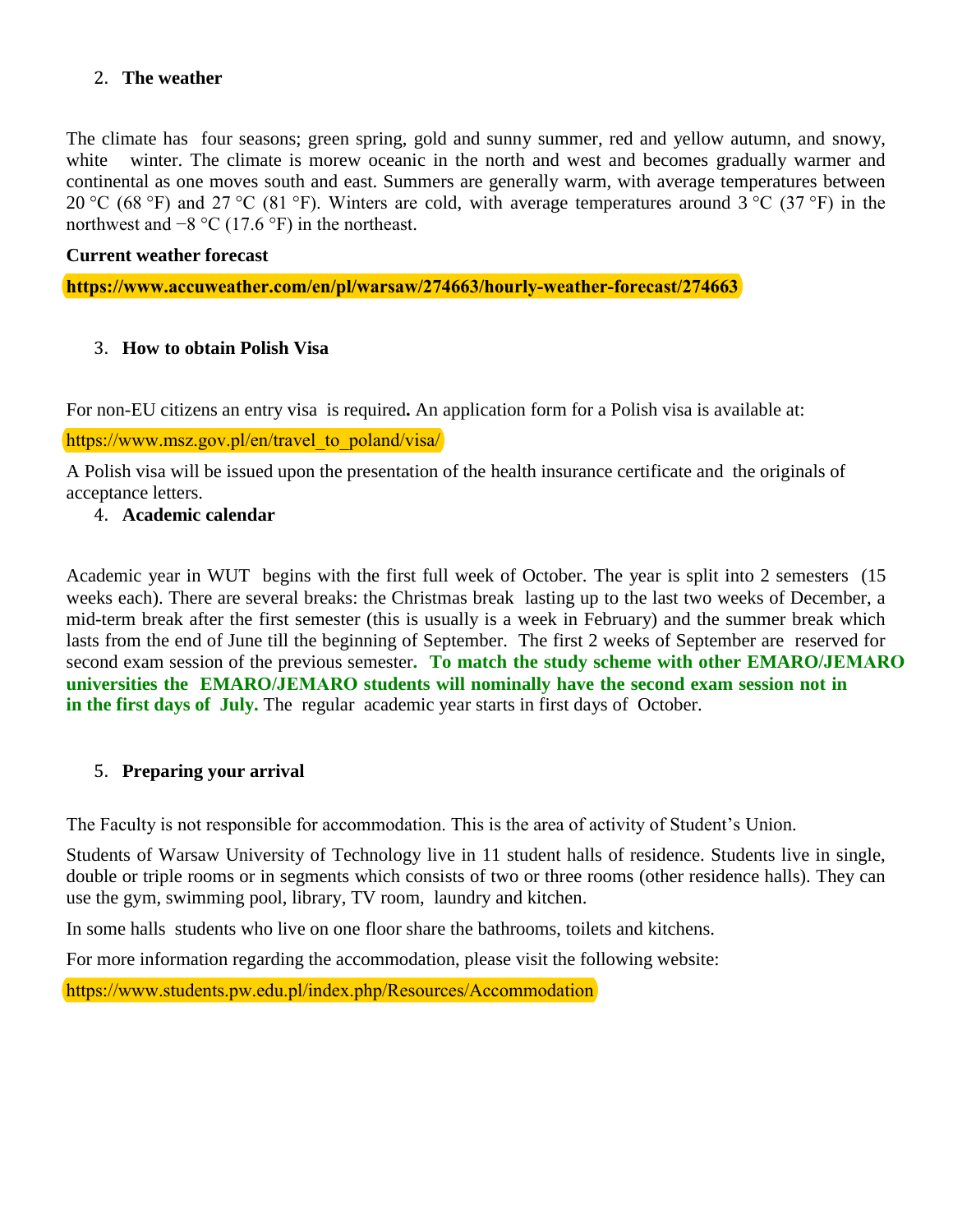## 2. The weather

The climate has four seasons; green spring, gold and sunny summer, red and yellow autumn, and snowy, white winter. The climate is morew oceanic in the north and west and becomes gradually warmer and continental as one moves south and east. Summers are generally warm, with average temperatures between 20 °C (68 °F) and 27 °C (81 °F). Winters are cold, with average temperatures around 3 °C (37 °F) in the northwest and −8 °C (17.6 °F) in the northeast.

**Current weather forecast**

**https://www.accuweather.com/en/pl/warsaw/274663/hourly-weather-forecast/274663**

## 3. How to obtain Polish Visa

For non-EU citizens an entry visa is required**.** An application form for a Polish visa is available at:

https://www.msz.gov.pl/en/travel_to_poland/visa/

A Polish visa will be issued upon the presentation of the health insurance certificate and the originals of acceptance letters.

## 4. Academic calendar

Academic year in WUT begins with the first full week of October. The year is split into 2 semesters (15 weeks each). There are several breaks: the Christmas break lasting up to the last two weeks of December, a mid-term break after the first semester (this is usually is a week in February) and the summer break which lasts from the end of June till the beginning of September. The first 2 weeks of September are reserved for second exam session of the previous semester**. To match the study scheme with other EMARO/JEMARO universities the EMARO/JEMARO students will nominally have the second exam session not in in the first days of July.** The regular academic year starts in first days of October.

## 5. Preparing your arrival

The Faculty is not responsible for accommodation. This is the area of activity of Student's Union.

Students of Warsaw University of Technology live in 11 student halls of residence. Students live in single, double or triple rooms or in segments which consists of two or three rooms (other residence halls). They can use the gym, swimming pool, library, TV room, laundry and kitchen.

In some halls students who live on one floor share the bathrooms, toilets and kitchens.

For more information regarding the accommodation, please visit the following website:

https://www.students.pw.edu.pl/index.php/Resources/Accommodation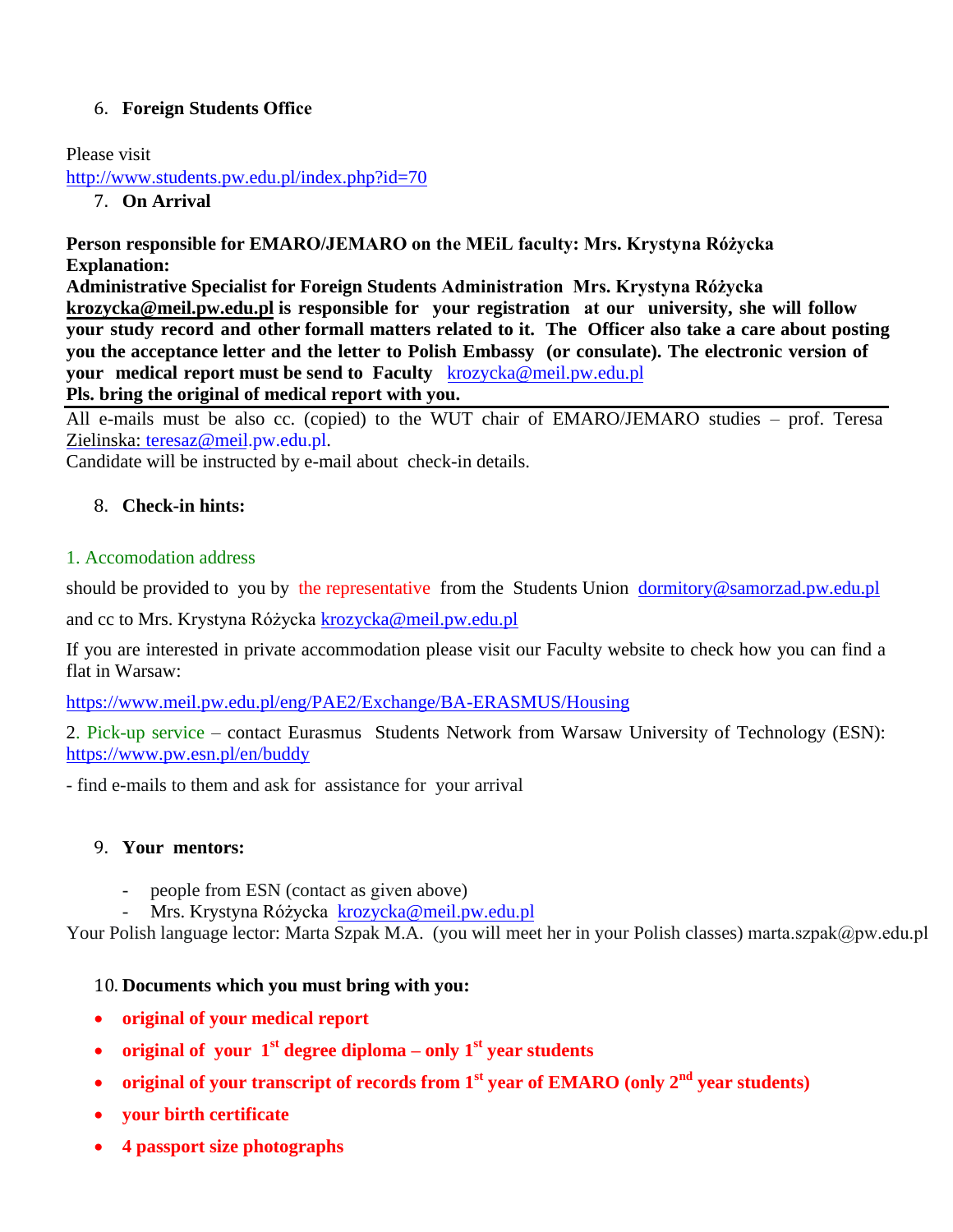6. **Foreign Students Office**

Please visit
http://www.students.pw.edu.pl/index.php?id=70

7. **On Arrival**

**Person responsible for EMARO/JEMARO on the MEiL faculty: Mrs. Krystyna Różycka**
**Explanation:**
**Administrative Specialist for Foreign Students Administration Mrs. Krystyna Różycka krozycka@meil.pw.edu.pl is responsible for your registration at our university, she will follow your study record and other formall matters related to it. The Officer also take a care about posting you the acceptance letter and the letter to Polish Embassy (or consulate). The electronic version of your medical report must be send to Faculty** krozycka@meil.pw.edu.pl
**Pls. bring the original of medical report with you.**

All e-mails must be also cc. (copied) to the WUT chair of EMARO/JEMARO studies – prof. Teresa Zielinska: teresaz@meil.pw.edu.pl.
Candidate will be instructed by e-mail about check-in details.

8. **Check-in hints:**

1. Accomodation address

should be provided to you by the representative from the Students Union dormitory@samorzad.pw.edu.pl

and cc to Mrs. Krystyna Różycka krozycka@meil.pw.edu.pl

If you are interested in private accommodation please visit our Faculty website to check how you can find a flat in Warsaw:

https://www.meil.pw.edu.pl/eng/PAE2/Exchange/BA-ERASMUS/Housing

2. Pick-up service – contact Eurasmus Students Network from Warsaw University of Technology (ESN): https://www.pw.esn.pl/en/buddy

- find e-mails to them and ask for assistance for your arrival

9. **Your mentors:**

- people from ESN (contact as given above)
- Mrs. Krystyna Różycka krozycka@meil.pw.edu.pl

Your Polish language lector: Marta Szpak M.A. (you will meet her in your Polish classes) marta.szpak@pw.edu.pl

10. **Documents which you must bring with you:**

- **original of your medical report**
- **original of your 1st degree diploma – only 1st year students**
- **original of your transcript of records from 1st year of EMARO (only 2nd year students)**
- **your birth certificate**
- **4 passport size photographs**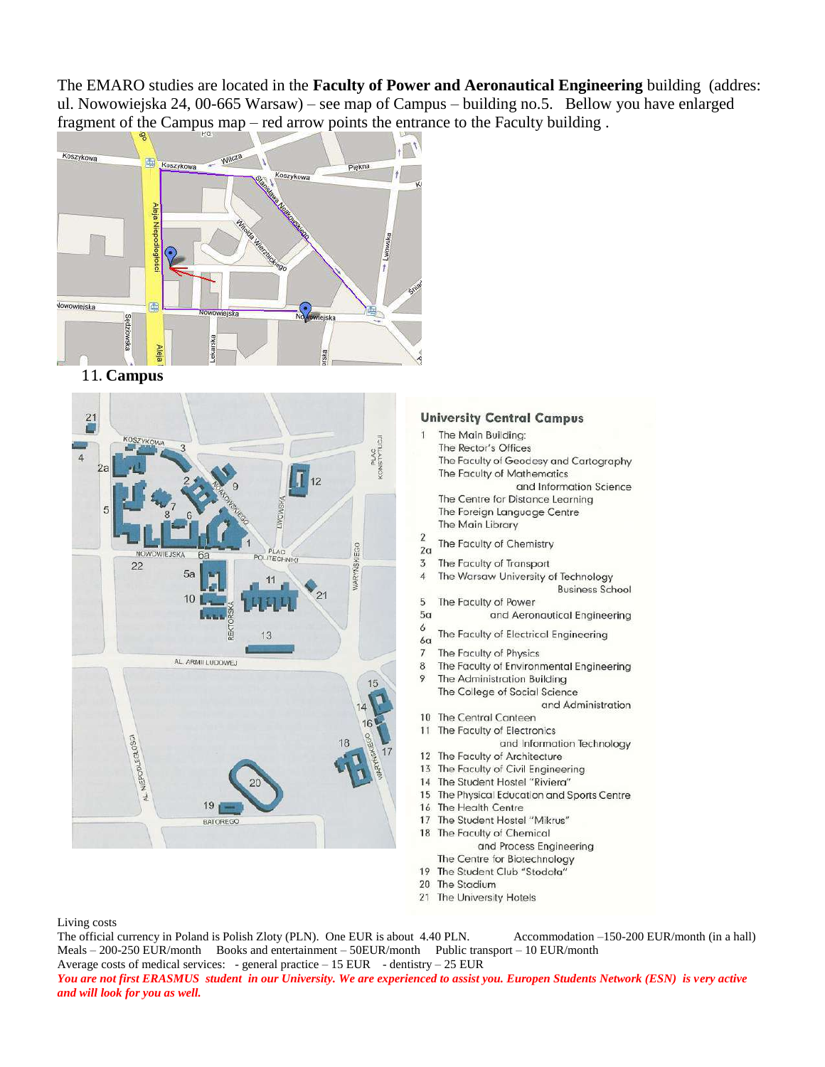The EMARO studies are located in the **Faculty of Power and Aeronautical Engineering** building (addres: ul. Nowowiejska 24, 00-665 Warsaw) – see map of Campus – building no.5. Bellow you have enlarged fragment of the Campus map – red arrow points the entrance to the Faculty building .

11. **Campus**

**University Central Campus**

1 The Main Building:
The Rector's Offices
The Faculty of Geodesy and Cartography
The Faculty of Mathematics and Information Science
The Centre for Distance Learning
The Foreign Language Centre
The Main Library

2, 2a The Faculty of Chemistry

3 The Faculty of Transport

4 The Warsaw University of Technology Business School

5, 5a The Faculty of Power and Aeronautical Engineering

6, 6a The Faculty of Electrical Engineering

7 The Faculty of Physics

8 The Faculty of Environmental Engineering

9 The Administration Building
The College of Social Science and Administration

10 The Central Canteen

11 The Faculty of Electronics and Information Technology

12 The Faculty of Architecture

13 The Faculty of Civil Engineering

14 The Student Hostel "Riviera"

15 The Physical Education and Sports Centre

16 The Health Centre

17 The Student Hostel "Mikrus"

18 The Faculty of Chemical and Process Engineering
The Centre for Biotechnology

19 The Student Club "Stodola"

20 The Stadium

21 The University Hotels

Living costs

The official currency in Poland is Polish Zloty (PLN). One EUR is about 4.40 PLN. Accommodation –150-200 EUR/month (in a hall)
Meals – 200-250 EUR/month Books and entertainment – 50EUR/month Public transport – 10 EUR/month
Average costs of medical services: - general practice – 15 EUR - dentistry – 25 EUR

***You are not first ERASMUS student in our University. We are experienced to assist you. Europen Students Network (ESN) is very active and will look for you as well.***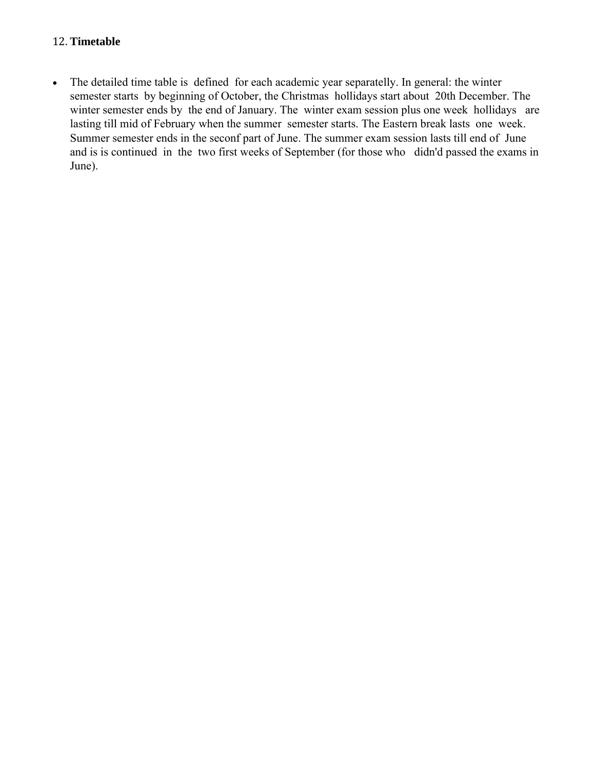12. **Timetable**

- The detailed time table is defined for each academic year separatelly. In general: the winter semester starts by beginning of October, the Christmas hollidays start about 20th December. The winter semester ends by the end of January. The winter exam session plus one week hollidays are lasting till mid of February when the summer semester starts. The Eastern break lasts one week. Summer semester ends in the seconf part of June. The summer exam session lasts till end of June and is is continued in the two first weeks of September (for those who didn'd passed the exams in June).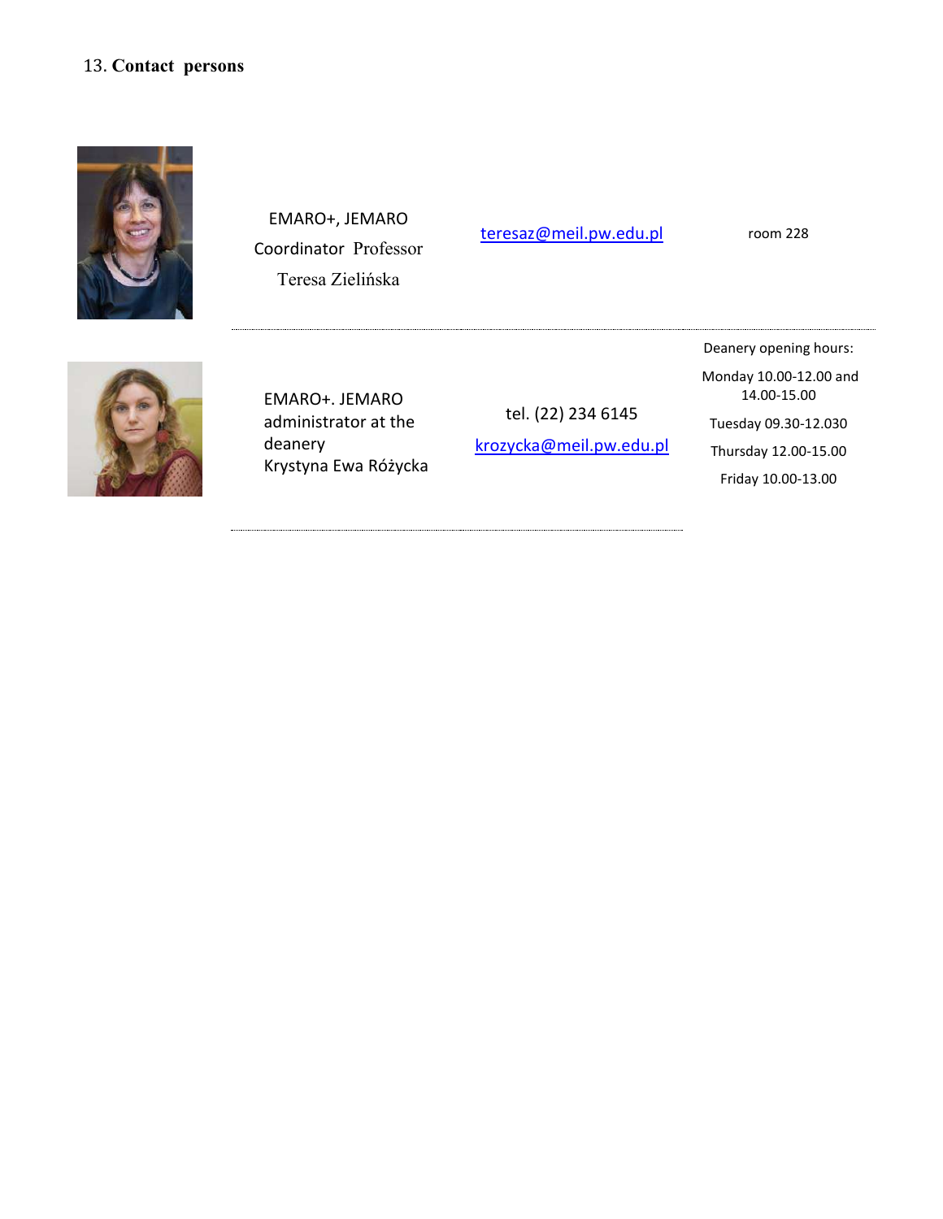## 13. **Contact persons**

| | | | |
|---|---|---|---|
| | EMARO+, JEMARO Coordinator Professor Teresa Zielińska | teresaz@meil.pw.edu.pl | room 228 |
| | EMARO+. JEMARO administrator at the deanery Krystyna Ewa Różycka | tel. (22) 234 6145 krozycka@meil.pw.edu.pl | Deanery opening hours: Monday 10.00-12.00 and 14.00-15.00 Tuesday 09.30-12.030 Thursday 12.00-15.00 Friday 10.00-13.00 |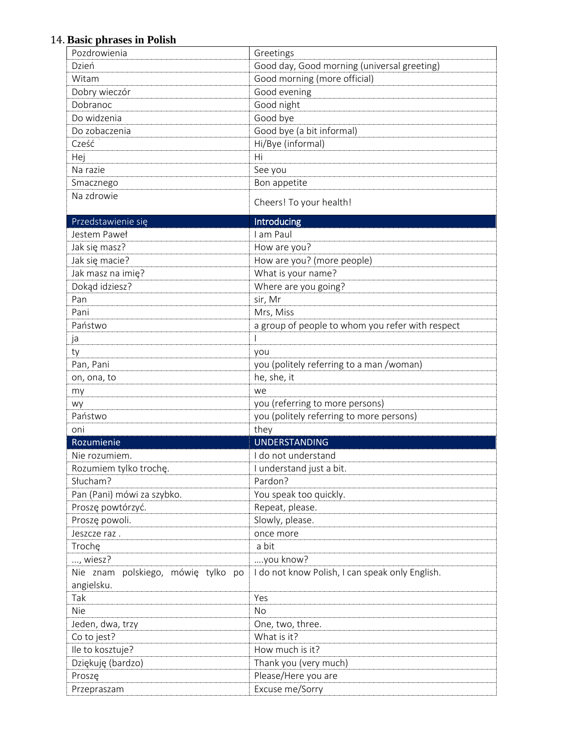## 14. Basic phrases in Polish

| Pozdrowienia | Greetings |
|---|---|
| Dzień | Good day, Good morning (universal greeting) |
| Witam | Good morning (more official) |
| Dobry wieczór | Good evening |
| Dobranoc | Good night |
| Do widzenia | Good bye |
| Do zobaczenia | Good bye (a bit informal) |
| Cześć | Hi/Bye (informal) |
| Hej | Hi |
| Na razie | See you |
| Smacznego | Bon appetite |
| Na zdrowie | Cheers! To your health! |
| **Przedstawienie się** | **Introducing** |
| Jestem Paweł | I am Paul |
| Jak się masz? | How are you? |
| Jak się macie? | How are you? (more people) |
| Jak masz na imię? | What is your name? |
| Dokąd idziesz? | Where are you going? |
| Pan | sir, Mr |
| Pani | Mrs, Miss |
| Państwo | a group of people to whom you refer with respect |
| ja | I |
| ty | you |
| Pan, Pani | you (politely referring to a man /woman) |
| on, ona, to | he, she, it |
| my | we |
| wy | you (referring to more persons) |
| Państwo | you (politely referring to more persons) |
| oni | they |
| **Rozumienie** | **UNDERSTANDING** |
| Nie rozumiem. | I do not understand |
| Rozumiem tylko trochę. | I understand just a bit. |
| Słucham? | Pardon? |
| Pan (Pani) mówi za szybko. | You speak too quickly. |
| Proszę powtórzyć. | Repeat, please. |
| Proszę powoli. | Slowly, please. |
| Jeszcze raz . | once more |
| Trochę | a bit |
| ..., wiesz? | ....you know? |
| Nie znam polskiego, mówię tylko po angielsku. | I do not know Polish, I can speak only English. |
| Tak | Yes |
| Nie | No |
| Jeden, dwa, trzy | One, two, three. |
| Co to jest? | What is it? |
| Ile to kosztuje? | How much is it? |
| Dziękuję (bardzo) | Thank you (very much) |
| Proszę | Please/Here you are |
| Przepraszam | Excuse me/Sorry |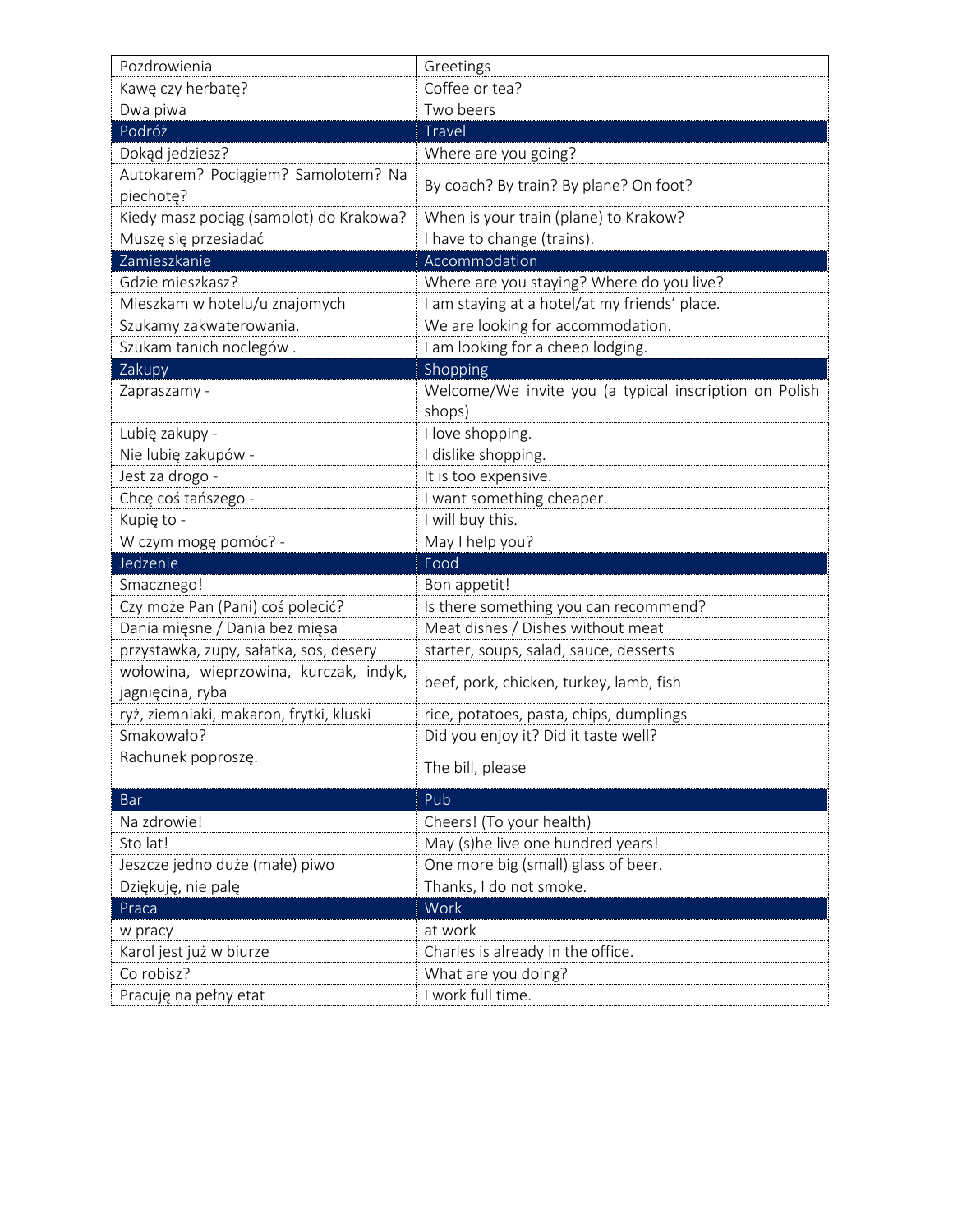| | |
|---|---|
| Pozdrowienia | Greetings |
| Kawę czy herbatę? | Coffee or tea? |
| Dwa piwa | Two beers |
| **Podróż** | **Travel** |
| Dokąd jedziesz? | Where are you going? |
| Autokarem? Pociągiem? Samolotem? Na piechotę? | By coach? By train? By plane? On foot? |
| Kiedy masz pociąg (samolot) do Krakowa? | When is your train (plane) to Krakow? |
| Muszę się przesiadać | I have to change (trains). |
| **Zamieszkanie** | **Accommodation** |
| Gdzie mieszkasz? | Where are you staying? Where do you live? |
| Mieszkam w hotelu/u znajomych | I am staying at a hotel/at my friends' place. |
| Szukamy zakwaterowania. | We are looking for accommodation. |
| Szukam tanich noclegów . | I am looking for a cheep lodging. |
| **Zakupy** | **Shopping** |
| Zapraszamy - | Welcome/We invite you (a typical inscription on Polish shops) |
| Lubię zakupy - | I love shopping. |
| Nie lubię zakupów - | I dislike shopping. |
| Jest za drogo - | It is too expensive. |
| Chcę coś tańszego - | I want something cheaper. |
| Kupię to - | I will buy this. |
| W czym mogę pomóc? - | May I help you? |
| **Jedzenie** | **Food** |
| Smacznego! | Bon appetit! |
| Czy może Pan (Pani) coś polecić? | Is there something you can recommend? |
| Dania mięsne / Dania bez mięsa | Meat dishes / Dishes without meat |
| przystawka, zupy, sałatka, sos, desery | starter, soups, salad, sauce, desserts |
| wołowina, wieprzowina, kurczak, indyk, jagnięcina, ryba | beef, pork, chicken, turkey, lamb, fish |
| ryż, ziemniaki, makaron, frytki, kluski | rice, potatoes, pasta, chips, dumplings |
| Smakowało? | Did you enjoy it? Did it taste well? |
| Rachunek poproszę. | The bill, please |
| **Bar** | **Pub** |
| Na zdrowie! | Cheers! (To your health) |
| Sto lat! | May (s)he live one hundred years! |
| Jeszcze jedno duże (małe) piwo | One more big (small) glass of beer. |
| Dziękuję, nie palę | Thanks, I do not smoke. |
| **Praca** | **Work** |
| w pracy | at work |
| Karol jest już w biurze | Charles is already in the office. |
| Co robisz? | What are you doing? |
| Pracuję na pełny etat | I work full time. |